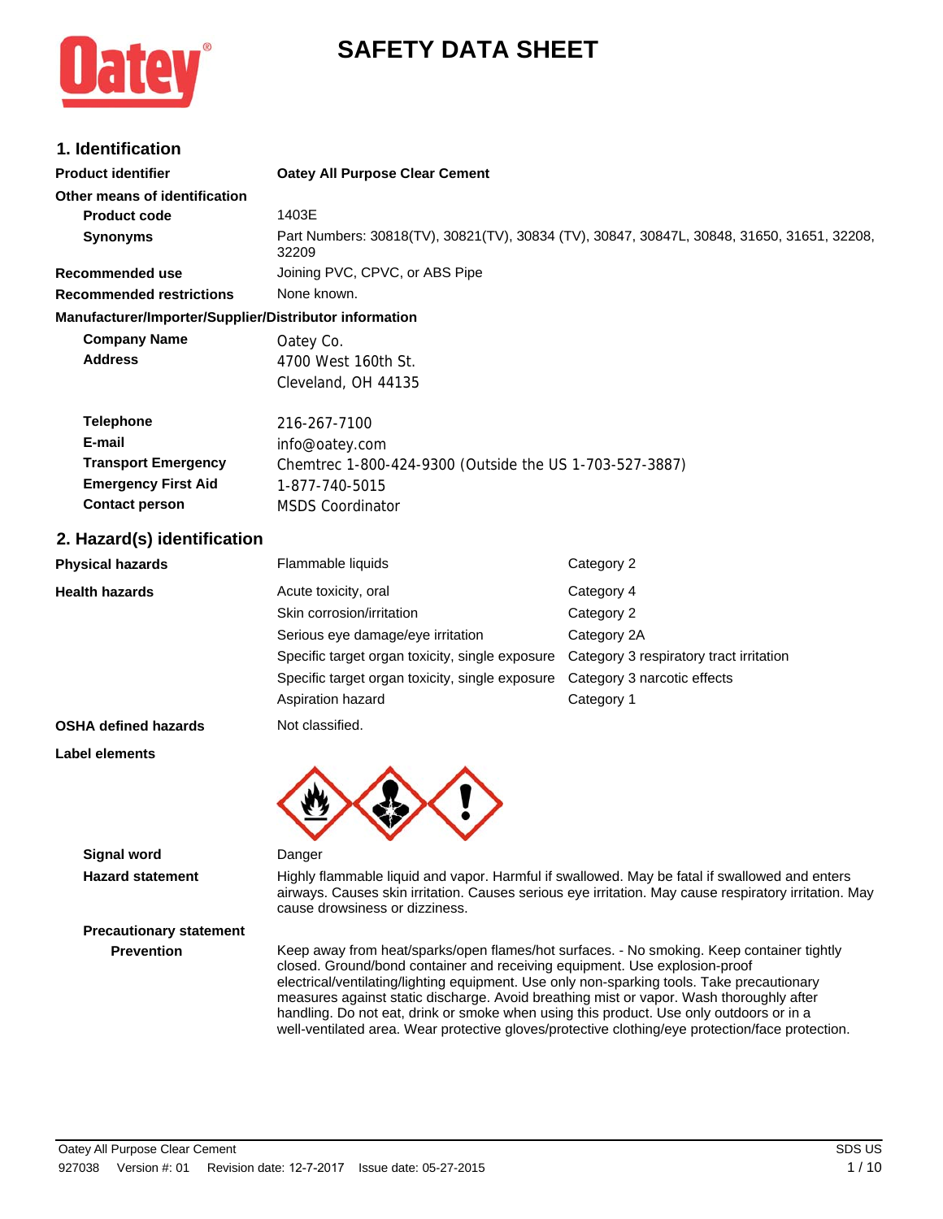# SAFETY DATA SHEET

## 1. Identification

| | |
|---|---|
| **Product identifier** | **Oatey All Purpose Clear Cement** |
| **Other means of identification** | |
| **Product code** | 1403E |
| **Synonyms** | Part Numbers: 30818(TV), 30821(TV), 30834 (TV), 30847, 30847L, 30848, 31650, 31651, 32208, 32209 |
| **Recommended use** | Joining PVC, CPVC, or ABS Pipe |
| **Recommended restrictions** | None known. |

**Manufacturer/Importer/Supplier/Distributor information**

| | |
|---|---|
| **Company Name** | Oatey Co. |
| **Address** | 4700 West 160th St.<br>Cleveland, OH 44135 |
| **Telephone** | 216-267-7100 |
| **E-mail** | info@oatey.com |
| **Transport Emergency** | Chemtrec 1-800-424-9300 (Outside the US 1-703-527-3887) |
| **Emergency First Aid** | 1-877-740-5015 |
| **Contact person** | MSDS Coordinator |

## 2. Hazard(s) identification

| | | |
|---|---|---|
| **Physical hazards** | Flammable liquids | Category 2 |
| **Health hazards** | Acute toxicity, oral | Category 4 |
| | Skin corrosion/irritation | Category 2 |
| | Serious eye damage/eye irritation | Category 2A |
| | Specific target organ toxicity, single exposure | Category 3 respiratory tract irritation |
| | Specific target organ toxicity, single exposure | Category 3 narcotic effects |
| | Aspiration hazard | Category 1 |
| **OSHA defined hazards** | Not classified. | |

**Label elements**

| | |
|---|---|
| **Signal word** | Danger |
| **Hazard statement** | Highly flammable liquid and vapor. Harmful if swallowed. May be fatal if swallowed and enters airways. Causes skin irritation. Causes serious eye irritation. May cause respiratory irritation. May cause drowsiness or dizziness. |

**Precautionary statement**

| | |
|---|---|
| **Prevention** | Keep away from heat/sparks/open flames/hot surfaces. - No smoking. Keep container tightly closed. Ground/bond container and receiving equipment. Use explosion-proof electrical/ventilating/lighting equipment. Use only non-sparking tools. Take precautionary measures against static discharge. Avoid breathing mist or vapor. Wash thoroughly after handling. Do not eat, drink or smoke when using this product. Use only outdoors or in a well-ventilated area. Wear protective gloves/protective clothing/eye protection/face protection. |

Oatey All Purpose Clear Cement
927038 Version #: 01 Revision date: 12-7-2017 Issue date: 05-27-2015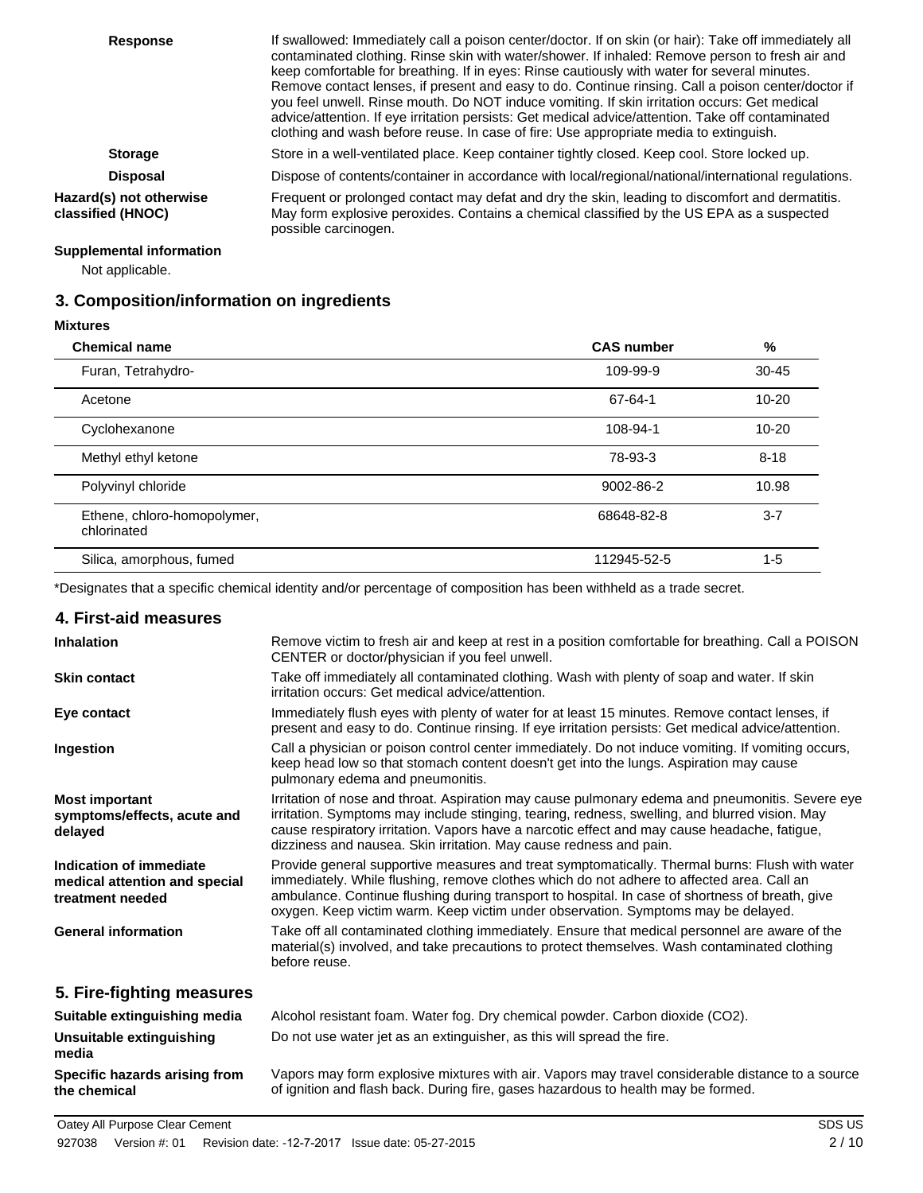| | |
|---|---|
| **Response** | If swallowed: Immediately call a poison center/doctor. If on skin (or hair): Take off immediately all contaminated clothing. Rinse skin with water/shower. If inhaled: Remove person to fresh air and keep comfortable for breathing. If in eyes: Rinse cautiously with water for several minutes. Remove contact lenses, if present and easy to do. Continue rinsing. Call a poison center/doctor if you feel unwell. Rinse mouth. Do NOT induce vomiting. If skin irritation occurs: Get medical advice/attention. If eye irritation persists: Get medical advice/attention. Take off contaminated clothing and wash before reuse. In case of fire: Use appropriate media to extinguish. |
| **Storage** | Store in a well-ventilated place. Keep container tightly closed. Keep cool. Store locked up. |
| **Disposal** | Dispose of contents/container in accordance with local/regional/national/international regulations. |
| **Hazard(s) not otherwise classified (HNOC)** | Frequent or prolonged contact may defat and dry the skin, leading to discomfort and dermatitis. May form explosive peroxides. Contains a chemical classified by the US EPA as a suspected possible carcinogen. |

**Supplemental information**

Not applicable.

## 3. Composition/information on ingredients

**Mixtures**

| Chemical name | CAS number | % |
|---|---|---|
| Furan, Tetrahydro- | 109-99-9 | 30-45 |
| Acetone | 67-64-1 | 10-20 |
| Cyclohexanone | 108-94-1 | 10-20 |
| Methyl ethyl ketone | 78-93-3 | 8-18 |
| Polyvinyl chloride | 9002-86-2 | 10.98 |
| Ethene, chloro-homopolymer, chlorinated | 68648-82-8 | 3-7 |
| Silica, amorphous, fumed | 112945-52-5 | 1-5 |

*Designates that a specific chemical identity and/or percentage of composition has been withheld as a trade secret.

## 4. First-aid measures

| | |
|---|---|
| **Inhalation** | Remove victim to fresh air and keep at rest in a position comfortable for breathing. Call a POISON CENTER or doctor/physician if you feel unwell. |
| **Skin contact** | Take off immediately all contaminated clothing. Wash with plenty of soap and water. If skin irritation occurs: Get medical advice/attention. |
| **Eye contact** | Immediately flush eyes with plenty of water for at least 15 minutes. Remove contact lenses, if present and easy to do. Continue rinsing. If eye irritation persists: Get medical advice/attention. |
| **Ingestion** | Call a physician or poison control center immediately. Do not induce vomiting. If vomiting occurs, keep head low so that stomach content doesn't get into the lungs. Aspiration may cause pulmonary edema and pneumonitis. |
| **Most important symptoms/effects, acute and delayed** | Irritation of nose and throat. Aspiration may cause pulmonary edema and pneumonitis. Severe eye irritation. Symptoms may include stinging, tearing, redness, swelling, and blurred vision. May cause respiratory irritation. Vapors have a narcotic effect and may cause headache, fatigue, dizziness and nausea. Skin irritation. May cause redness and pain. |
| **Indication of immediate medical attention and special treatment needed** | Provide general supportive measures and treat symptomatically. Thermal burns: Flush with water immediately. While flushing, remove clothes which do not adhere to affected area. Call an ambulance. Continue flushing during transport to hospital. In case of shortness of breath, give oxygen. Keep victim warm. Keep victim under observation. Symptoms may be delayed. |
| **General information** | Take off all contaminated clothing immediately. Ensure that medical personnel are aware of the material(s) involved, and take precautions to protect themselves. Wash contaminated clothing before reuse. |

## 5. Fire-fighting measures

| | |
|---|---|
| **Suitable extinguishing media** | Alcohol resistant foam. Water fog. Dry chemical powder. Carbon dioxide ($CO_2$). |
| **Unsuitable extinguishing media** | Do not use water jet as an extinguisher, as this will spread the fire. |
| **Specific hazards arising from the chemical** | Vapors may form explosive mixtures with air. Vapors may travel considerable distance to a source of ignition and flash back. During fire, gases hazardous to health may be formed. |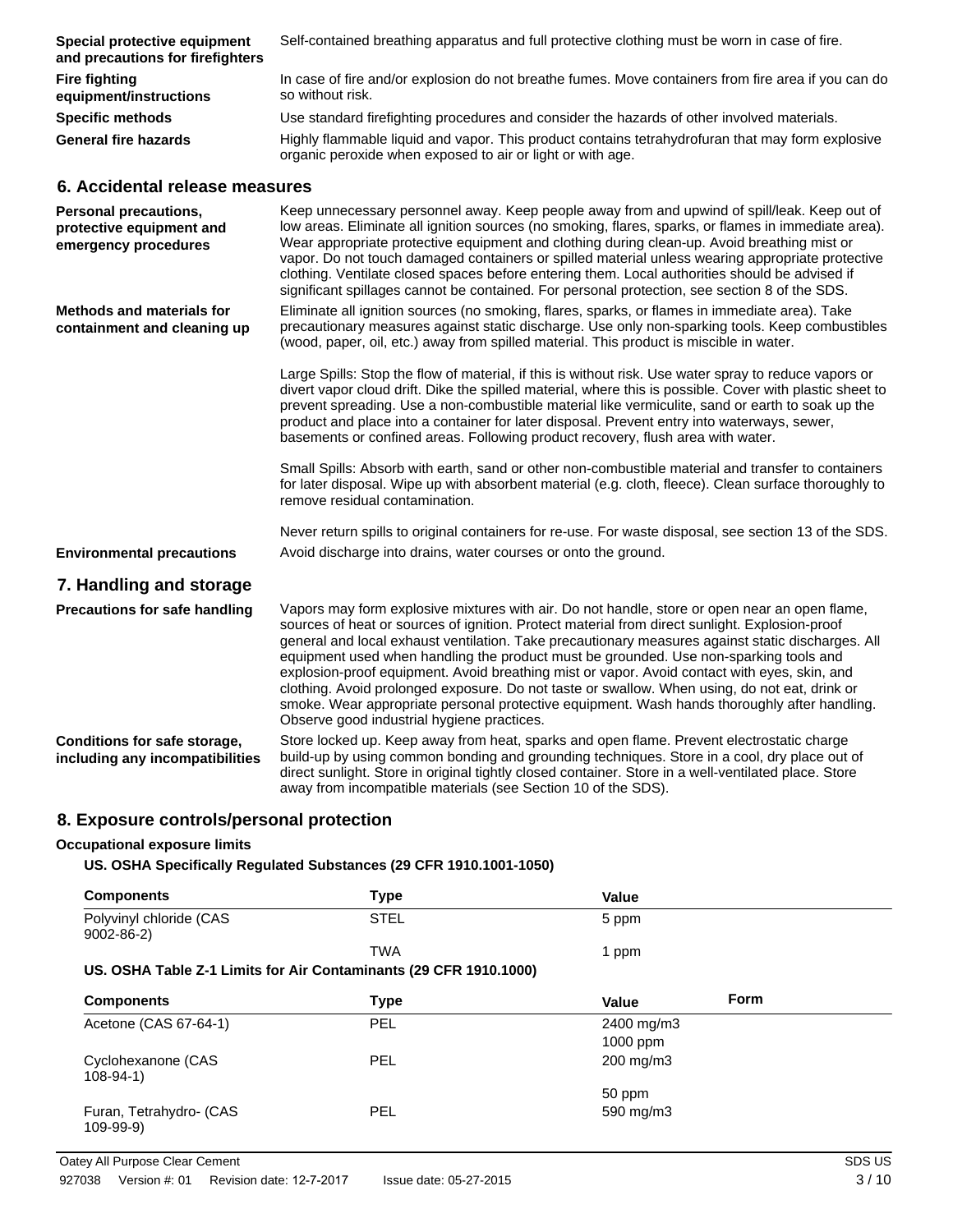| | |
|---|---|
| **Special protective equipment and precautions for firefighters** | Self-contained breathing apparatus and full protective clothing must be worn in case of fire. |
| **Fire fighting equipment/instructions** | In case of fire and/or explosion do not breathe fumes. Move containers from fire area if you can do so without risk. |
| **Specific methods** | Use standard firefighting procedures and consider the hazards of other involved materials. |
| **General fire hazards** | Highly flammable liquid and vapor. This product contains tetrahydrofuran that may form explosive organic peroxide when exposed to air or light or with age. |

## 6. Accidental release measures

**Personal precautions, protective equipment and emergency procedures**

Keep unnecessary personnel away. Keep people away from and upwind of spill/leak. Keep out of low areas. Eliminate all ignition sources (no smoking, flares, sparks, or flames in immediate area). Wear appropriate protective equipment and clothing during clean-up. Avoid breathing mist or vapor. Do not touch damaged containers or spilled material unless wearing appropriate protective clothing. Ventilate closed spaces before entering them. Local authorities should be advised if significant spillages cannot be contained. For personal protection, see section 8 of the SDS.

**Methods and materials for containment and cleaning up**

Eliminate all ignition sources (no smoking, flares, sparks, or flames in immediate area). Take precautionary measures against static discharge. Use only non-sparking tools. Keep combustibles (wood, paper, oil, etc.) away from spilled material. This product is miscible in water.

Large Spills: Stop the flow of material, if this is without risk. Use water spray to reduce vapors or divert vapor cloud drift. Dike the spilled material, where this is possible. Cover with plastic sheet to prevent spreading. Use a non-combustible material like vermiculite, sand or earth to soak up the product and place into a container for later disposal. Prevent entry into waterways, sewer, basements or confined areas. Following product recovery, flush area with water.

Small Spills: Absorb with earth, sand or other non-combustible material and transfer to containers for later disposal. Wipe up with absorbent material (e.g. cloth, fleece). Clean surface thoroughly to remove residual contamination.

Never return spills to original containers for re-use. For waste disposal, see section 13 of the SDS.

**Environmental precautions**

Avoid discharge into drains, water courses or onto the ground.

## 7. Handling and storage

**Precautions for safe handling**

Vapors may form explosive mixtures with air. Do not handle, store or open near an open flame, sources of heat or sources of ignition. Protect material from direct sunlight. Explosion-proof general and local exhaust ventilation. Take precautionary measures against static discharges. All equipment used when handling the product must be grounded. Use non-sparking tools and explosion-proof equipment. Avoid breathing mist or vapor. Avoid contact with eyes, skin, and clothing. Avoid prolonged exposure. Do not taste or swallow. When using, do not eat, drink or smoke. Wear appropriate personal protective equipment. Wash hands thoroughly after handling. Observe good industrial hygiene practices.

**Conditions for safe storage, including any incompatibilities**

Store locked up. Keep away from heat, sparks and open flame. Prevent electrostatic charge build-up by using common bonding and grounding techniques. Store in a cool, dry place out of direct sunlight. Store in original tightly closed container. Store in a well-ventilated place. Store away from incompatible materials (see Section 10 of the SDS).

## 8. Exposure controls/personal protection

### Occupational exposure limits

**US. OSHA Specifically Regulated Substances (29 CFR 1910.1001-1050)**

| Components | Type | Value |
|---|---|---|
| Polyvinyl chloride (CAS 9002-86-2) | STEL | 5 ppm |
| | TWA | 1 ppm |

**US. OSHA Table Z-1 Limits for Air Contaminants (29 CFR 1910.1000)**

| Components | Type | Value | Form |
|---|---|---|---|
| Acetone (CAS 67-64-1) | PEL | 2400 mg/m3 | |
| | | 1000 ppm | |
| Cyclohexanone (CAS 108-94-1) | PEL | 200 mg/m3 | |
| | | 50 ppm | |
| Furan, Tetrahydro- (CAS 109-99-9) | PEL | 590 mg/m3 | |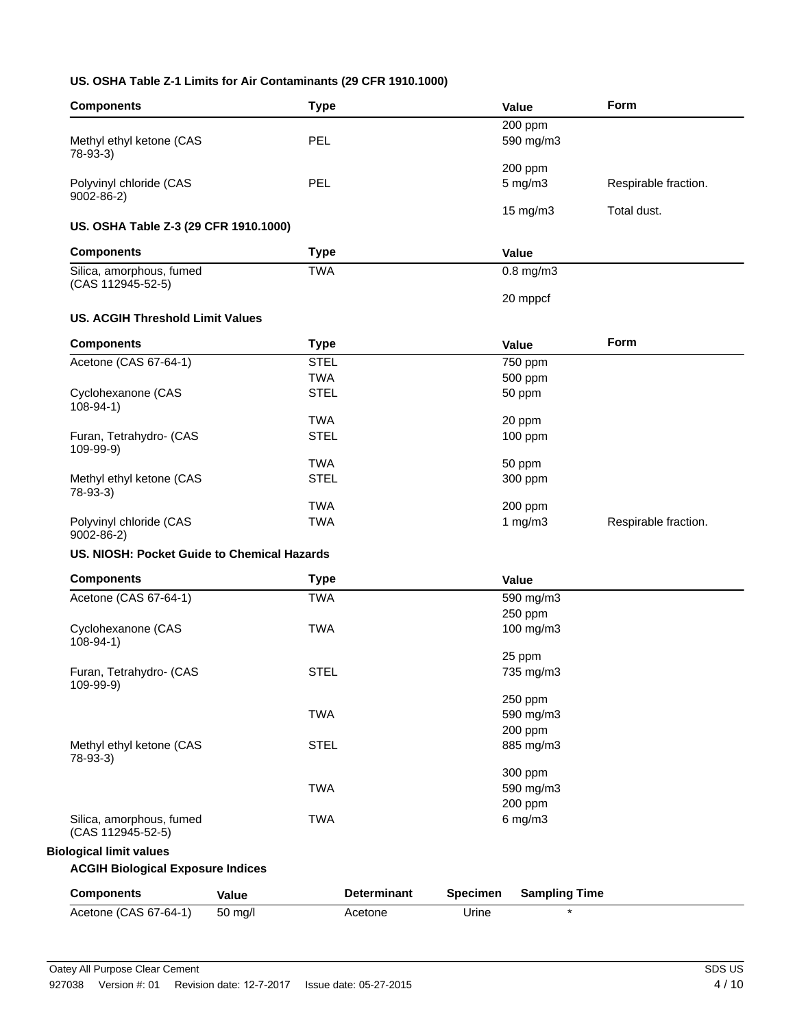### US. OSHA Table Z-1 Limits for Air Contaminants (29 CFR 1910.1000)

| Components | Type | Value | Form |
|---|---|---|---|
| Methyl ethyl ketone (CAS 78-93-3) | PEL | 200 ppm | |
| | | 590 mg/m3 | |
| | | 200 ppm | |
| Polyvinyl chloride (CAS 9002-86-2) | PEL | 5 mg/m3 | Respirable fraction. |
| | | 15 mg/m3 | Total dust. |

### US. OSHA Table Z-3 (29 CFR 1910.1000)

| Components | Type | Value |
|---|---|---|
| Silica, amorphous, fumed (CAS 112945-52-5) | TWA | 0.8 mg/m3 |
| | | 20 mppcf |

### US. ACGIH Threshold Limit Values

| Components | Type | Value | Form |
|---|---|---|---|
| Acetone (CAS 67-64-1) | STEL | 750 ppm | |
| | TWA | 500 ppm | |
| Cyclohexanone (CAS 108-94-1) | STEL | 50 ppm | |
| | TWA | 20 ppm | |
| Furan, Tetrahydro- (CAS 109-99-9) | STEL | 100 ppm | |
| | TWA | 50 ppm | |
| Methyl ethyl ketone (CAS 78-93-3) | STEL | 300 ppm | |
| | TWA | 200 ppm | |
| Polyvinyl chloride (CAS 9002-86-2) | TWA | 1 mg/m3 | Respirable fraction. |

### US. NIOSH: Pocket Guide to Chemical Hazards

| Components | Type | Value |
|---|---|---|
| Acetone (CAS 67-64-1) | TWA | 590 mg/m3 |
| | | 250 ppm |
| Cyclohexanone (CAS 108-94-1) | TWA | 100 mg/m3 |
| | | 25 ppm |
| Furan, Tetrahydro- (CAS 109-99-9) | STEL | 735 mg/m3 |
| | | 250 ppm |
| | TWA | 590 mg/m3 |
| | | 200 ppm |
| Methyl ethyl ketone (CAS 78-93-3) | STEL | 885 mg/m3 |
| | | 300 ppm |
| | TWA | 590 mg/m3 |
| | | 200 ppm |
| Silica, amorphous, fumed (CAS 112945-52-5) | TWA | 6 mg/m3 |

## Biological limit values

### ACGIH Biological Exposure Indices

| Components | Value | Determinant | Specimen | Sampling Time |
|---|---|---|---|---|
| Acetone (CAS 67-64-1) | 50 mg/l | Acetone | Urine | * |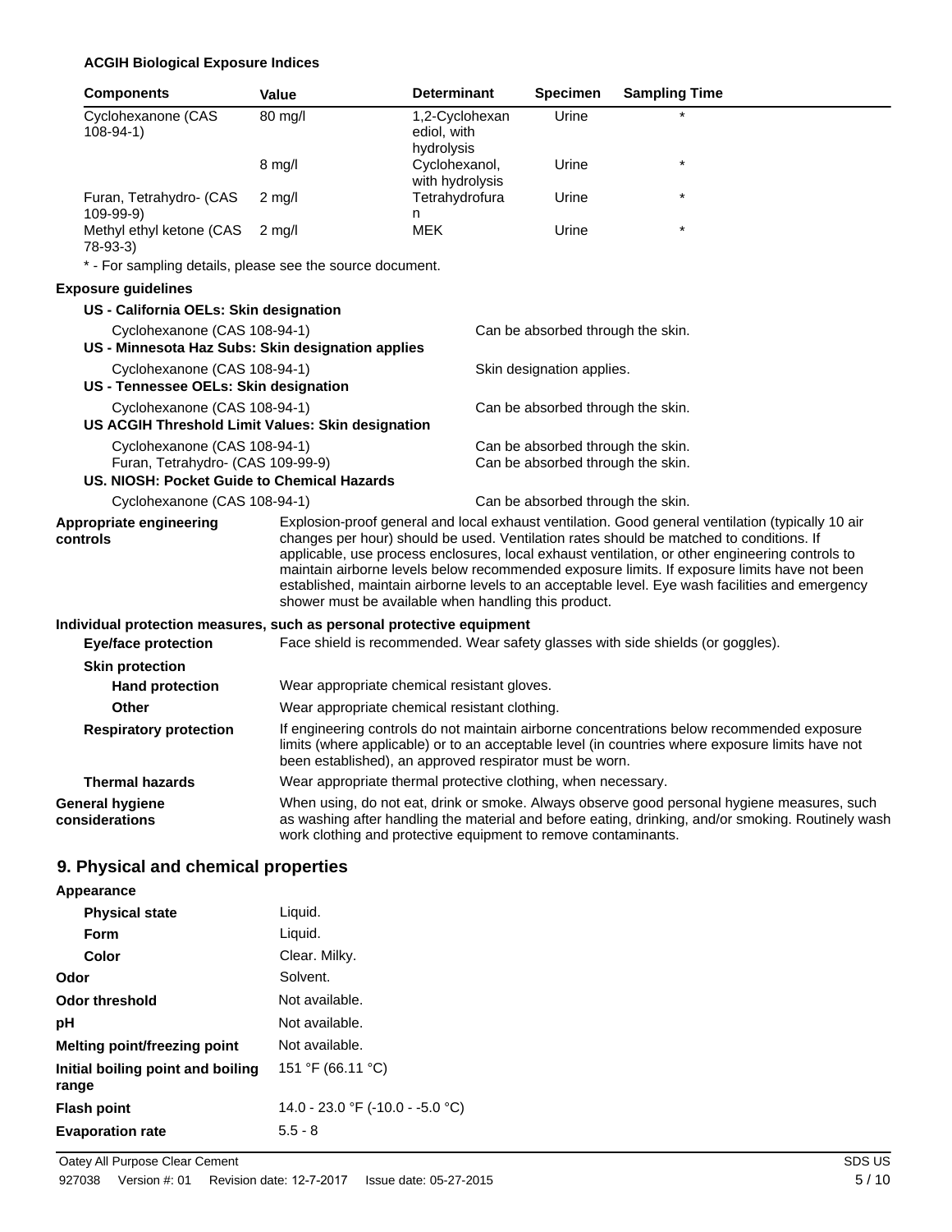**ACGIH Biological Exposure Indices**

| Components | Value | Determinant | Specimen | Sampling Time |
|---|---|---|---|---|
| Cyclohexanone (CAS 108-94-1) | 80 mg/l | 1,2-Cyclohexanediol, with hydrolysis | Urine | * |
| | 8 mg/l | Cyclohexanol, with hydrolysis | Urine | * |
| Furan, Tetrahydro- (CAS 109-99-9) | 2 mg/l | Tetrahydrofuran | Urine | * |
| Methyl ethyl ketone (CAS 78-93-3) | 2 mg/l | MEK | Urine | * |

* - For sampling details, please see the source document.

**Exposure guidelines**

**US - California OELs: Skin designation**

| | |
|---|---|
| Cyclohexanone (CAS 108-94-1) | Can be absorbed through the skin. |

**US - Minnesota Haz Subs: Skin designation applies**

| | |
|---|---|
| Cyclohexanone (CAS 108-94-1) | Skin designation applies. |

**US - Tennessee OELs: Skin designation**

| | |
|---|---|
| Cyclohexanone (CAS 108-94-1) | Can be absorbed through the skin. |

**US ACGIH Threshold Limit Values: Skin designation**

| | |
|---|---|
| Cyclohexanone (CAS 108-94-1) | Can be absorbed through the skin. |
| Furan, Tetrahydro- (CAS 109-99-9) | Can be absorbed through the skin. |

**US. NIOSH: Pocket Guide to Chemical Hazards**

| | |
|---|---|
| Cyclohexanone (CAS 108-94-1) | Can be absorbed through the skin. |

**Appropriate engineering controls**
Explosion-proof general and local exhaust ventilation. Good general ventilation (typically 10 air changes per hour) should be used. Ventilation rates should be matched to conditions. If applicable, use process enclosures, local exhaust ventilation, or other engineering controls to maintain airborne levels below recommended exposure limits. If exposure limits have not been established, maintain airborne levels to an acceptable level. Eye wash facilities and emergency shower must be available when handling this product.

**Individual protection measures, such as personal protective equipment**

**Eye/face protection**
Face shield is recommended. Wear safety glasses with side shields (or goggles).

**Skin protection**

**Hand protection**
Wear appropriate chemical resistant gloves.

**Other**
Wear appropriate chemical resistant clothing.

**Respiratory protection**
If engineering controls do not maintain airborne concentrations below recommended exposure limits (where applicable) or to an acceptable level (in countries where exposure limits have not been established), an approved respirator must be worn.

**Thermal hazards**
Wear appropriate thermal protective clothing, when necessary.

**General hygiene considerations**
When using, do not eat, drink or smoke. Always observe good personal hygiene measures, such as washing after handling the material and before eating, drinking, and/or smoking. Routinely wash work clothing and protective equipment to remove contaminants.

## 9. Physical and chemical properties

**Appearance**

| | |
|---|---|
| **Physical state** | Liquid. |
| **Form** | Liquid. |
| **Color** | Clear. Milky. |
| **Odor** | Solvent. |
| **Odor threshold** | Not available. |
| **pH** | Not available. |
| **Melting point/freezing point** | Not available. |
| **Initial boiling point and boiling range** | 151 °F (66.11 °C) |
| **Flash point** | 14.0 - 23.0 °F (-10.0 - -5.0 °C) |
| **Evaporation rate** | 5.5 - 8 |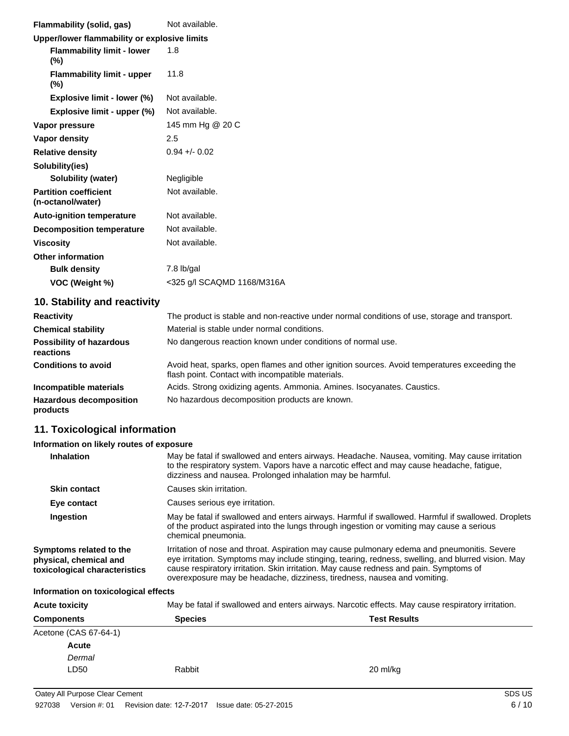| | |
|---|---|
| **Flammability (solid, gas)** | Not available. |
| **Upper/lower flammability or explosive limits** | |
| **Flammability limit - lower (%)** | 1.8 |
| **Flammability limit - upper (%)** | 11.8 |
| **Explosive limit - lower (%)** | Not available. |
| **Explosive limit - upper (%)** | Not available. |
| **Vapor pressure** | 145 mm Hg @ 20 C |
| **Vapor density** | 2.5 |
| **Relative density** | 0.94 +/- 0.02 |
| **Solubility(ies)** | |
| **Solubility (water)** | Negligible |
| **Partition coefficient (n-octanol/water)** | Not available. |
| **Auto-ignition temperature** | Not available. |
| **Decomposition temperature** | Not available. |
| **Viscosity** | Not available. |
| **Other information** | |
| **Bulk density** | 7.8 lb/gal |
| **VOC (Weight %)** | <325 g/l SCAQMD 1168/M316A |

## 10. Stability and reactivity

| | |
|---|---|
| **Reactivity** | The product is stable and non-reactive under normal conditions of use, storage and transport. |
| **Chemical stability** | Material is stable under normal conditions. |
| **Possibility of hazardous reactions** | No dangerous reaction known under conditions of normal use. |
| **Conditions to avoid** | Avoid heat, sparks, open flames and other ignition sources. Avoid temperatures exceeding the flash point. Contact with incompatible materials. |
| **Incompatible materials** | Acids. Strong oxidizing agents. Ammonia. Amines. Isocyanates. Caustics. |
| **Hazardous decomposition products** | No hazardous decomposition products are known. |

## 11. Toxicological information

**Information on likely routes of exposure**

| | |
|---|---|
| **Inhalation** | May be fatal if swallowed and enters airways. Headache. Nausea, vomiting. May cause irritation to the respiratory system. Vapors have a narcotic effect and may cause headache, fatigue, dizziness and nausea. Prolonged inhalation may be harmful. |
| **Skin contact** | Causes skin irritation. |
| **Eye contact** | Causes serious eye irritation. |
| **Ingestion** | May be fatal if swallowed and enters airways. Harmful if swallowed. Harmful if swallowed. Droplets of the product aspirated into the lungs through ingestion or vomiting may cause a serious chemical pneumonia. |
| **Symptoms related to the physical, chemical and toxicological characteristics** | Irritation of nose and throat. Aspiration may cause pulmonary edema and pneumonitis. Severe eye irritation. Symptoms may include stinging, tearing, redness, swelling, and blurred vision. May cause respiratory irritation. Skin irritation. May cause redness and pain. Symptoms of overexposure may be headache, dizziness, tiredness, nausea and vomiting. |

**Information on toxicological effects**

**Acute toxicity** May be fatal if swallowed and enters airways. Narcotic effects. May cause respiratory irritation.

| Components | Species | Test Results |
|---|---|---|
| Acetone (CAS 67-64-1) | | |
| **Acute** | | |
| *Dermal* | | |
| LD50 | Rabbit | 20 ml/kg |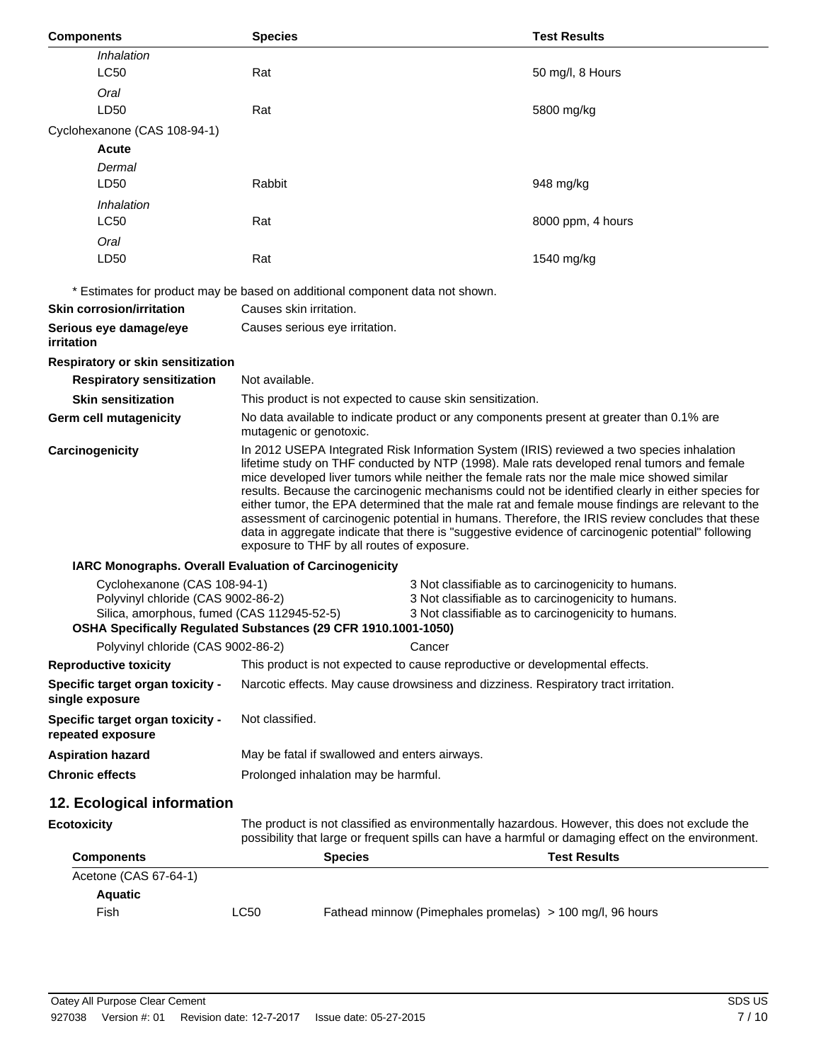| Components | Species | Test Results |
| --- | --- | --- |
| *Inhalation* | | |
| LC50 | Rat | 50 mg/l, 8 Hours |
| *Oral* | | |
| LD50 | Rat | 5800 mg/kg |
| Cyclohexanone (CAS 108-94-1) | | |
| **Acute** | | |
| *Dermal* | | |
| LD50 | Rabbit | 948 mg/kg |
| *Inhalation* | | |
| LC50 | Rat | 8000 ppm, 4 hours |
| *Oral* | | |
| LD50 | Rat | 1540 mg/kg |

* Estimates for product may be based on additional component data not shown.

**Skin corrosion/irritation** Causes skin irritation.

**Serious eye damage/eye irritation** Causes serious eye irritation.

**Respiratory or skin sensitization**

**Respiratory sensitization** Not available.

**Skin sensitization** This product is not expected to cause skin sensitization.

**Germ cell mutagenicity** No data available to indicate product or any components present at greater than 0.1% are mutagenic or genotoxic.

**Carcinogenicity** In 2012 USEPA Integrated Risk Information System (IRIS) reviewed a two species inhalation lifetime study on THF conducted by NTP (1998). Male rats developed renal tumors and female mice developed liver tumors while neither the female rats nor the male mice showed similar results. Because the carcinogenic mechanisms could not be identified clearly in either species for either tumor, the EPA determined that the male rat and female mouse findings are relevant to the assessment of carcinogenic potential in humans. Therefore, the IRIS review concludes that these data in aggregate indicate that there is "suggestive evidence of carcinogenic potential" following exposure to THF by all routes of exposure.

**IARC Monographs. Overall Evaluation of Carcinogenicity**

| | |
| --- | --- |
| Cyclohexanone (CAS 108-94-1) | 3 Not classifiable as to carcinogenicity to humans. |
| Polyvinyl chloride (CAS 9002-86-2) | 3 Not classifiable as to carcinogenicity to humans. |
| Silica, amorphous, fumed (CAS 112945-52-5) | 3 Not classifiable as to carcinogenicity to humans. |

**OSHA Specifically Regulated Substances (29 CFR 1910.1001-1050)**

| | |
| --- | --- |
| Polyvinyl chloride (CAS 9002-86-2) | Cancer |

**Reproductive toxicity** This product is not expected to cause reproductive or developmental effects.

**Specific target organ toxicity - single exposure** Narcotic effects. May cause drowsiness and dizziness. Respiratory tract irritation.

**Specific target organ toxicity - repeated exposure** Not classified.

**Aspiration hazard** May be fatal if swallowed and enters airways.

**Chronic effects** Prolonged inhalation may be harmful.

## 12. Ecological information

**Ecotoxicity** The product is not classified as environmentally hazardous. However, this does not exclude the possibility that large or frequent spills can have a harmful or damaging effect on the environment.

| Components | | Species | Test Results |
| --- | --- | --- | --- |
| Acetone (CAS 67-64-1) | | | |
| **Aquatic** | | | |
| Fish | LC50 | Fathead minnow (Pimephales promelas) | > 100 mg/l, 96 hours |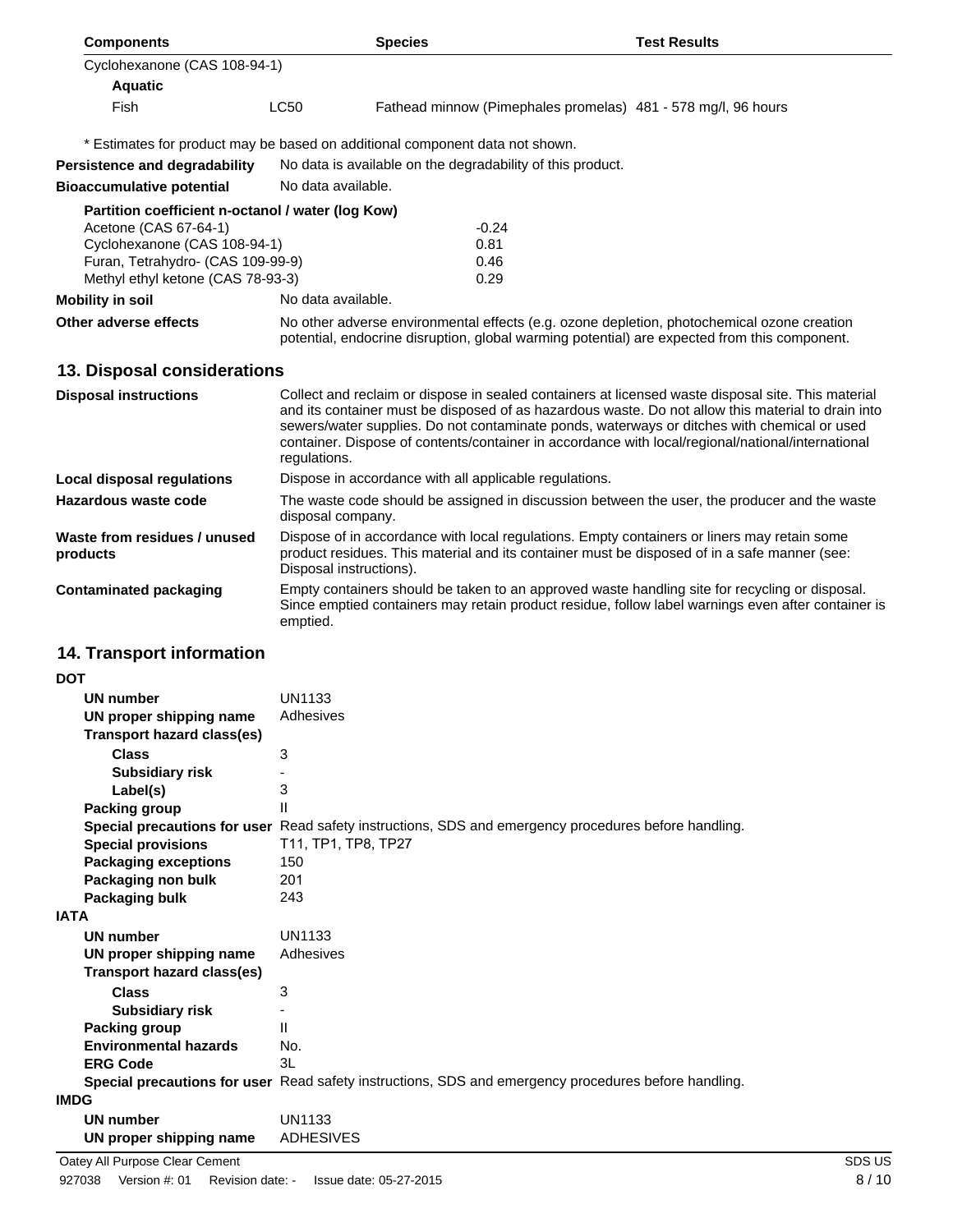| Components | | Species | Test Results |
|---|---|---|---|
| Cyclohexanone (CAS 108-94-1) | | | |
| **Aquatic** | | | |
| Fish | LC50 | Fathead minnow (Pimephales promelas) | 481 - 578 mg/l, 96 hours |

\* Estimates for product may be based on additional component data not shown.

**Persistence and degradability** No data is available on the degradability of this product.

**Bioaccumulative potential** No data available.

**Partition coefficient n-octanol / water (log Kow)**

| | |
|---|---|
| Acetone (CAS 67-64-1) | -0.24 |
| Cyclohexanone (CAS 108-94-1) | 0.81 |
| Furan, Tetrahydro- (CAS 109-99-9) | 0.46 |
| Methyl ethyl ketone (CAS 78-93-3) | 0.29 |

**Mobility in soil** No data available.

**Other adverse effects** No other adverse environmental effects (e.g. ozone depletion, photochemical ozone creation potential, endocrine disruption, global warming potential) are expected from this component.

## 13. Disposal considerations

**Disposal instructions** Collect and reclaim or dispose in sealed containers at licensed waste disposal site. This material and its container must be disposed of as hazardous waste. Do not allow this material to drain into sewers/water supplies. Do not contaminate ponds, waterways or ditches with chemical or used container. Dispose of contents/container in accordance with local/regional/national/international regulations.

**Local disposal regulations** Dispose in accordance with all applicable regulations.

**Hazardous waste code** The waste code should be assigned in discussion between the user, the producer and the waste disposal company.

**Waste from residues / unused products** Dispose of in accordance with local regulations. Empty containers or liners may retain some product residues. This material and its container must be disposed of in a safe manner (see: Disposal instructions).

**Contaminated packaging** Empty containers should be taken to an approved waste handling site for recycling or disposal. Since emptied containers may retain product residue, follow label warnings even after container is emptied.

## 14. Transport information

**DOT**

| | |
|---|---|
| **UN number** | UN1133 |
| **UN proper shipping name** | Adhesives |
| **Transport hazard class(es)** | |
| **Class** | 3 |
| **Subsidiary risk** | - |
| **Label(s)** | 3 |
| **Packing group** | II |
| **Special precautions for user** | Read safety instructions, SDS and emergency procedures before handling. |
| **Special provisions** | T11, TP1, TP8, TP27 |
| **Packaging exceptions** | 150 |
| **Packaging non bulk** | 201 |
| **Packaging bulk** | 243 |

**IATA**

| | |
|---|---|
| **UN number** | UN1133 |
| **UN proper shipping name** | Adhesives |
| **Transport hazard class(es)** | |
| **Class** | 3 |
| **Subsidiary risk** | - |
| **Packing group** | II |
| **Environmental hazards** | No. |
| **ERG Code** | 3L |
| **Special precautions for user** | Read safety instructions, SDS and emergency procedures before handling. |

**IMDG**

| | |
|---|---|
| **UN number** | UN1133 |
| **UN proper shipping name** | ADHESIVES |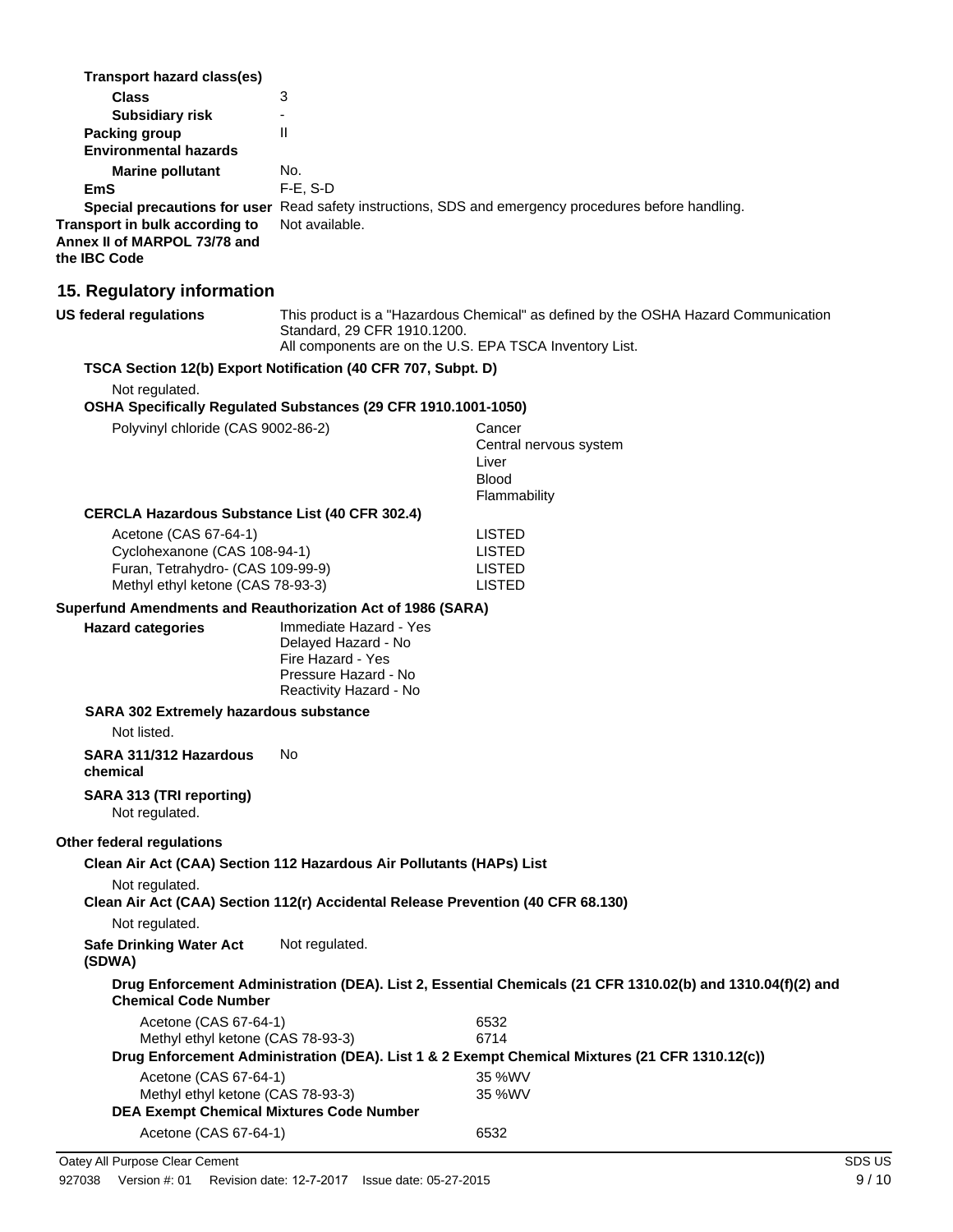**Transport hazard class(es)**

| | |
|---|---|
| **Class** | 3 |
| **Subsidiary risk** | - |
| **Packing group** | II |
| **Environmental hazards** | |
| **Marine pollutant** | No. |
| **EmS** | F-E, S-D |
| **Special precautions for user** | Read safety instructions, SDS and emergency procedures before handling. |
| **Transport in bulk according to Annex II of MARPOL 73/78 and the IBC Code** | Not available. |

## 15. Regulatory information

**US federal regulations** This product is a "Hazardous Chemical" as defined by the OSHA Hazard Communication Standard, 29 CFR 1910.1200.
All components are on the U.S. EPA TSCA Inventory List.

**TSCA Section 12(b) Export Notification (40 CFR 707, Subpt. D)**

Not regulated.

**OSHA Specifically Regulated Substances (29 CFR 1910.1001-1050)**

Polyvinyl chloride (CAS 9002-86-2) — Cancer, Central nervous system, Liver, Blood, Flammability

**CERCLA Hazardous Substance List (40 CFR 302.4)**

| | |
|---|---|
| Acetone (CAS 67-64-1) | LISTED |
| Cyclohexanone (CAS 108-94-1) | LISTED |
| Furan, Tetrahydro- (CAS 109-99-9) | LISTED |
| Methyl ethyl ketone (CAS 78-93-3) | LISTED |

**Superfund Amendments and Reauthorization Act of 1986 (SARA)**

**Hazard categories**
Immediate Hazard - Yes
Delayed Hazard - No
Fire Hazard - Yes
Pressure Hazard - No
Reactivity Hazard - No

**SARA 302 Extremely hazardous substance**

Not listed.

**SARA 311/312 Hazardous chemical** No

**SARA 313 (TRI reporting)**

Not regulated.

**Other federal regulations**

**Clean Air Act (CAA) Section 112 Hazardous Air Pollutants (HAPs) List**

Not regulated.

**Clean Air Act (CAA) Section 112(r) Accidental Release Prevention (40 CFR 68.130)**

Not regulated.

**Safe Drinking Water Act (SDWA)** Not regulated.

**Drug Enforcement Administration (DEA). List 2, Essential Chemicals (21 CFR 1310.02(b) and 1310.04(f)(2) and Chemical Code Number**

| | |
|---|---|
| Acetone (CAS 67-64-1) | 6532 |
| Methyl ethyl ketone (CAS 78-93-3) | 6714 |

**Drug Enforcement Administration (DEA). List 1 & 2 Exempt Chemical Mixtures (21 CFR 1310.12(c))**

| | |
|---|---|
| Acetone (CAS 67-64-1) | 35 %WV |
| Methyl ethyl ketone (CAS 78-93-3) | 35 %WV |

**DEA Exempt Chemical Mixtures Code Number**

| | |
|---|---|
| Acetone (CAS 67-64-1) | 6532 |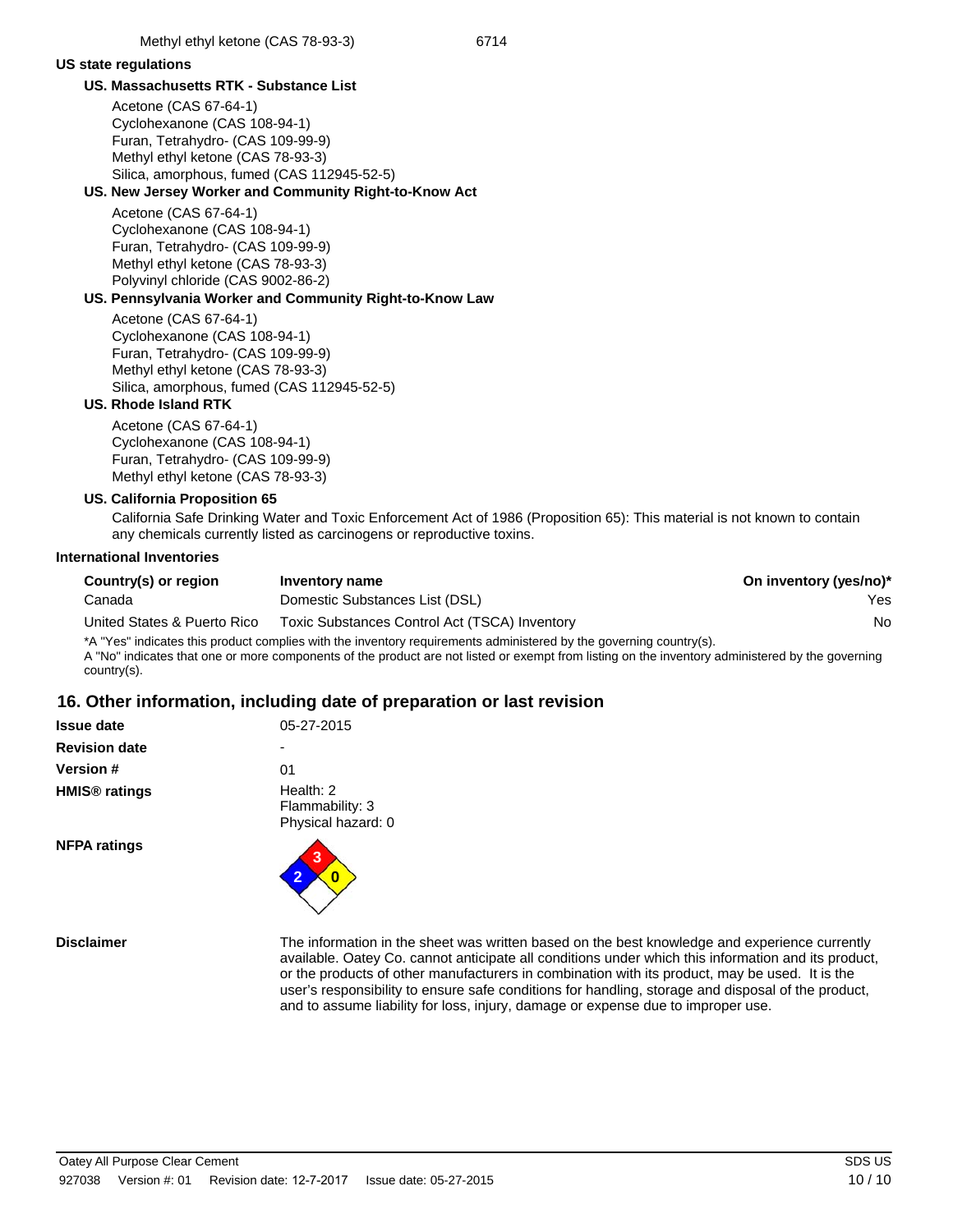Methyl ethyl ketone (CAS 78-93-3) 6714

**US state regulations**

**US. Massachusetts RTK - Substance List**

Acetone (CAS 67-64-1)
Cyclohexanone (CAS 108-94-1)
Furan, Tetrahydro- (CAS 109-99-9)
Methyl ethyl ketone (CAS 78-93-3)
Silica, amorphous, fumed (CAS 112945-52-5)

**US. New Jersey Worker and Community Right-to-Know Act**

Acetone (CAS 67-64-1)
Cyclohexanone (CAS 108-94-1)
Furan, Tetrahydro- (CAS 109-99-9)
Methyl ethyl ketone (CAS 78-93-3)
Polyvinyl chloride (CAS 9002-86-2)

**US. Pennsylvania Worker and Community Right-to-Know Law**

Acetone (CAS 67-64-1)
Cyclohexanone (CAS 108-94-1)
Furan, Tetrahydro- (CAS 109-99-9)
Methyl ethyl ketone (CAS 78-93-3)
Silica, amorphous, fumed (CAS 112945-52-5)

**US. Rhode Island RTK**

Acetone (CAS 67-64-1)
Cyclohexanone (CAS 108-94-1)
Furan, Tetrahydro- (CAS 109-99-9)
Methyl ethyl ketone (CAS 78-93-3)

**US. California Proposition 65**

California Safe Drinking Water and Toxic Enforcement Act of 1986 (Proposition 65): This material is not known to contain any chemicals currently listed as carcinogens or reproductive toxins.

**International Inventories**

| Country(s) or region | Inventory name | On inventory (yes/no)* |
|---|---|---|
| Canada | Domestic Substances List (DSL) | Yes |
| United States & Puerto Rico | Toxic Substances Control Act (TSCA) Inventory | No |

*A "Yes" indicates this product complies with the inventory requirements administered by the governing country(s).
A "No" indicates that one or more components of the product are not listed or exempt from listing on the inventory administered by the governing country(s).

## 16. Other information, including date of preparation or last revision

**Issue date** 05-27-2015

**Revision date** -

**Version #** 01

**HMIS® ratings**
Health: 2
Flammability: 3
Physical hazard: 0

**NFPA ratings**

3
2 0

**Disclaimer**

The information in the sheet was written based on the best knowledge and experience currently available. Oatey Co. cannot anticipate all conditions under which this information and its product, or the products of other manufacturers in combination with its product, may be used. It is the user's responsibility to ensure safe conditions for handling, storage and disposal of the product, and to assume liability for loss, injury, damage or expense due to improper use.